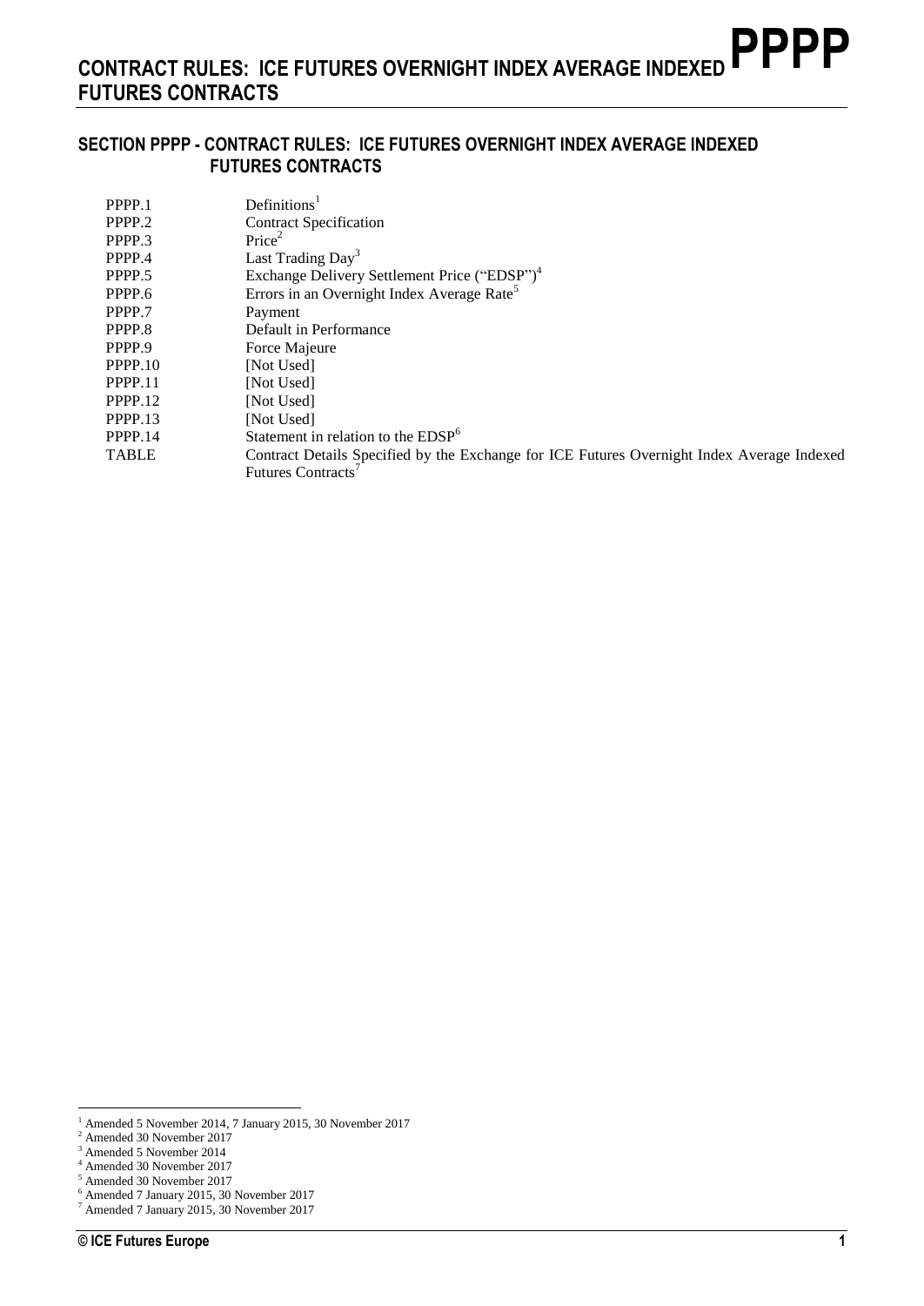## SECTION PPPP - CONTRACT RULES: ICE FUTURES OVERNIGHT INDEX AVERAGE INDEXED FUTURES CONTRACTS

| | |
|---|---|
| PPPP.1 | Definitions[1] |
| PPPP.2 | Contract Specification |
| PPPP.3 | Price[2] |
| PPPP.4 | Last Trading Day[3] |
| PPPP.5 | Exchange Delivery Settlement Price ("EDSP")[4] |
| PPPP.6 | Errors in an Overnight Index Average Rate[5] |
| PPPP.7 | Payment |
| PPPP.8 | Default in Performance |
| PPPP.9 | Force Majeure |
| PPPP.10 | [Not Used] |
| PPPP.11 | [Not Used] |
| PPPP.12 | [Not Used] |
| PPPP.13 | [Not Used] |
| PPPP.14 | Statement in relation to the EDSP[6] |
| TABLE | Contract Details Specified by the Exchange for ICE Futures Overnight Index Average Indexed Futures Contracts[7] |

---

[1] Amended 5 November 2014, 7 January 2015, 30 November 2017
[2] Amended 30 November 2017
[3] Amended 5 November 2014
[4] Amended 30 November 2017
[5] Amended 30 November 2017
[6] Amended 7 January 2015, 30 November 2017
[7] Amended 7 January 2015, 30 November 2017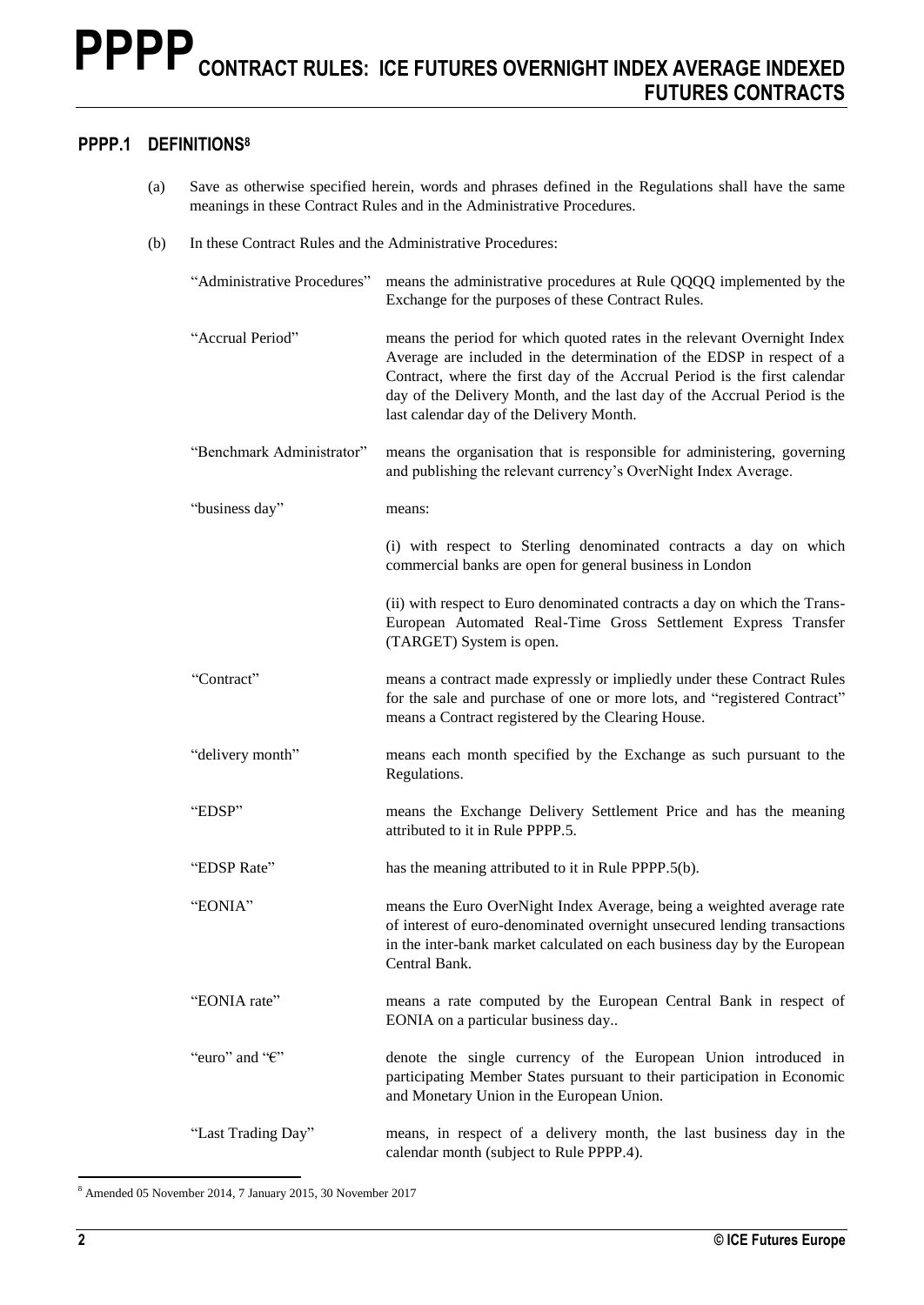# PPPP CONTRACT RULES: ICE FUTURES OVERNIGHT INDEX AVERAGE INDEXED FUTURES CONTRACTS

## PPPP.1 DEFINITIONS[8]

(a) Save as otherwise specified herein, words and phrases defined in the Regulations shall have the same meanings in these Contract Rules and in the Administrative Procedures.

(b) In these Contract Rules and the Administrative Procedures:

| | |
|---|---|
| "Administrative Procedures" | means the administrative procedures at Rule QQQQ implemented by the Exchange for the purposes of these Contract Rules. |
| "Accrual Period" | means the period for which quoted rates in the relevant Overnight Index Average are included in the determination of the EDSP in respect of a Contract, where the first day of the Accrual Period is the first calendar day of the Delivery Month, and the last day of the Accrual Period is the last calendar day of the Delivery Month. |
| "Benchmark Administrator" | means the organisation that is responsible for administering, governing and publishing the relevant currency's OverNight Index Average. |
| "business day" | means: (i) with respect to Sterling denominated contracts a day on which commercial banks are open for general business in London (ii) with respect to Euro denominated contracts a day on which the Trans-European Automated Real-Time Gross Settlement Express Transfer (TARGET) System is open. |
| "Contract" | means a contract made expressly or impliedly under these Contract Rules for the sale and purchase of one or more lots, and "registered Contract" means a Contract registered by the Clearing House. |
| "delivery month" | means each month specified by the Exchange as such pursuant to the Regulations. |
| "EDSP" | means the Exchange Delivery Settlement Price and has the meaning attributed to it in Rule PPPP.5. |
| "EDSP Rate" | has the meaning attributed to it in Rule PPPP.5(b). |
| "EONIA" | means the Euro OverNight Index Average, being a weighted average rate of interest of euro-denominated overnight unsecured lending transactions in the inter-bank market calculated on each business day by the European Central Bank. |
| "EONIA rate" | means a rate computed by the European Central Bank in respect of EONIA on a particular business day.. |
| "euro" and "€" | denote the single currency of the European Union introduced in participating Member States pursuant to their participation in Economic and Monetary Union in the European Union. |
| "Last Trading Day" | means, in respect of a delivery month, the last business day in the calendar month (subject to Rule PPPP.4). |

[8] Amended 05 November 2014, 7 January 2015, 30 November 2017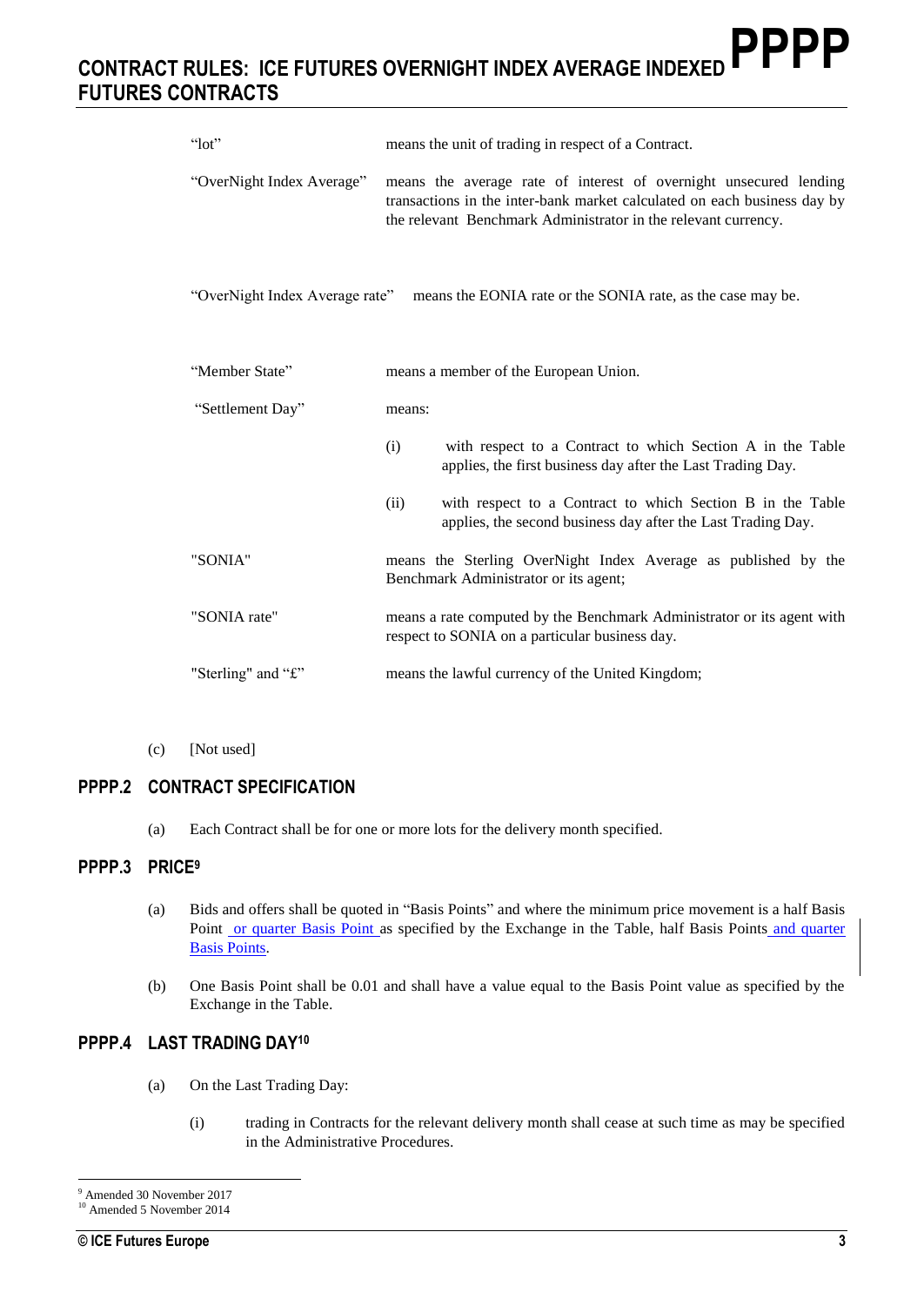| | |
|---|---|
| "lot" | means the unit of trading in respect of a Contract. |
| "OverNight Index Average" | means the average rate of interest of overnight unsecured lending transactions in the inter-bank market calculated on each business day by the relevant Benchmark Administrator in the relevant currency. |
| "OverNight Index Average rate" | means the EONIA rate or the SONIA rate, as the case may be. |
| "Member State" | means a member of the European Union. |
| "Settlement Day" | means: (i) with respect to a Contract to which Section A in the Table applies, the first business day after the Last Trading Day. (ii) with respect to a Contract to which Section B in the Table applies, the second business day after the Last Trading Day. |
| "SONIA" | means the Sterling OverNight Index Average as published by the Benchmark Administrator or its agent; |
| "SONIA rate" | means a rate computed by the Benchmark Administrator or its agent with respect to SONIA on a particular business day. |
| "Sterling" and "£" | means the lawful currency of the United Kingdom; |

(c) [Not used]

## PPPP.2 CONTRACT SPECIFICATION

(a) Each Contract shall be for one or more lots for the delivery month specified.

## PPPP.3 PRICE[9]

(a) Bids and offers shall be quoted in "Basis Points" and where the minimum price movement is a half Basis Point or quarter Basis Point as specified by the Exchange in the Table, half Basis Points and quarter Basis Points.

(b) One Basis Point shall be 0.01 and shall have a value equal to the Basis Point value as specified by the Exchange in the Table.

## PPPP.4 LAST TRADING DAY[10]

(a) On the Last Trading Day:

(i) trading in Contracts for the relevant delivery month shall cease at such time as may be specified in the Administrative Procedures.

---

[9] Amended 30 November 2017

[10] Amended 5 November 2014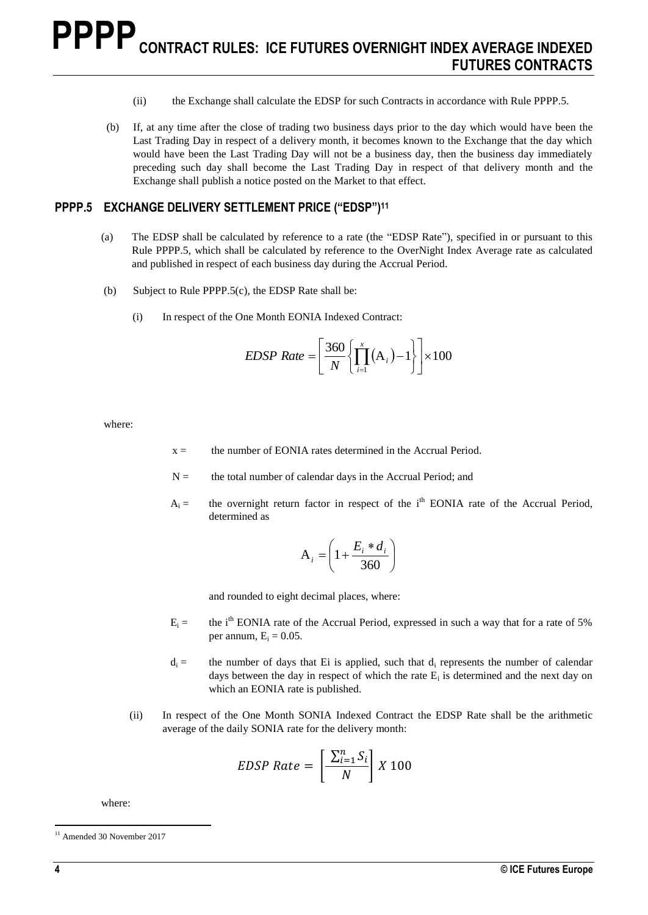(ii) the Exchange shall calculate the EDSP for such Contracts in accordance with Rule PPPP.5.

(b) If, at any time after the close of trading two business days prior to the day which would have been the Last Trading Day in respect of a delivery month, it becomes known to the Exchange that the day which would have been the Last Trading Day will not be a business day, then the business day immediately preceding such day shall become the Last Trading Day in respect of that delivery month and the Exchange shall publish a notice posted on the Market to that effect.

## PPPP.5 EXCHANGE DELIVERY SETTLEMENT PRICE ("EDSP")[11]

(a) The EDSP shall be calculated by reference to a rate (the "EDSP Rate"), specified in or pursuant to this Rule PPPP.5, which shall be calculated by reference to the OverNight Index Average rate as calculated and published in respect of each business day during the Accrual Period.

(b) Subject to Rule PPPP.5(c), the EDSP Rate shall be:

(i) In respect of the One Month EONIA Indexed Contract:

$$EDSP\ Rate = \left[ \frac{360}{N} \left\{ \prod_{i=1}^{x} (A_i) - 1 \right\} \right] \times 100$$

where:

$x =$ the number of EONIA rates determined in the Accrual Period.

$N =$ the total number of calendar days in the Accrual Period; and

$A_i =$ the overnight return factor in respect of the $i^{th}$ EONIA rate of the Accrual Period, determined as

$$A_i = \left( 1 + \frac{E_i * d_i}{360} \right)$$

and rounded to eight decimal places, where:

$E_i =$ the $i^{th}$ EONIA rate of the Accrual Period, expressed in such a way that for a rate of 5% per annum, $E_i = 0.05$.

$d_i =$ the number of days that Ei is applied, such that $d_i$ represents the number of calendar days between the day in respect of which the rate $E_i$ is determined and the next day on which an EONIA rate is published.

(ii) In respect of the One Month SONIA Indexed Contract the EDSP Rate shall be the arithmetic average of the daily SONIA rate for the delivery month:

$$EDSP\ Rate = \left[ \frac{\sum_{i=1}^{n} S_i}{N} \right] X\ 100$$

where:

[11] Amended 30 November 2017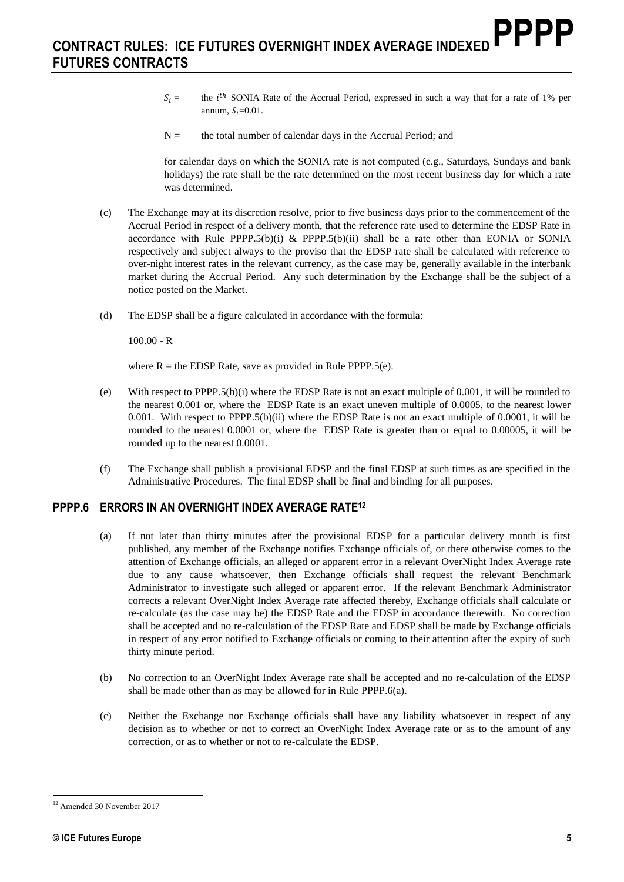$S_i$ = the $i^{th}$ SONIA Rate of the Accrual Period, expressed in such a way that for a rate of 1% per annum, $S_i$=0.01.

N = the total number of calendar days in the Accrual Period; and

for calendar days on which the SONIA rate is not computed (e.g., Saturdays, Sundays and bank holidays) the rate shall be the rate determined on the most recent business day for which a rate was determined.

(c) The Exchange may at its discretion resolve, prior to five business days prior to the commencement of the Accrual Period in respect of a delivery month, that the reference rate used to determine the EDSP Rate in accordance with Rule PPPP.5(b)(i) & PPPP.5(b)(ii) shall be a rate other than EONIA or SONIA respectively and subject always to the proviso that the EDSP rate shall be calculated with reference to over-night interest rates in the relevant currency, as the case may be, generally available in the interbank market during the Accrual Period. Any such determination by the Exchange shall be the subject of a notice posted on the Market.

(d) The EDSP shall be a figure calculated in accordance with the formula:

100.00 - R

where R = the EDSP Rate, save as provided in Rule PPPP.5(e).

(e) With respect to PPPP.5(b)(i) where the EDSP Rate is not an exact multiple of 0.001, it will be rounded to the nearest 0.001 or, where the EDSP Rate is an exact uneven multiple of 0.0005, to the nearest lower 0.001. With respect to PPPP.5(b)(ii) where the EDSP Rate is not an exact multiple of 0.0001, it will be rounded to the nearest 0.0001 or, where the EDSP Rate is greater than or equal to 0.00005, it will be rounded up to the nearest 0.0001.

(f) The Exchange shall publish a provisional EDSP and the final EDSP at such times as are specified in the Administrative Procedures. The final EDSP shall be final and binding for all purposes.

## PPPP.6 ERRORS IN AN OVERNIGHT INDEX AVERAGE RATE[12]

(a) If not later than thirty minutes after the provisional EDSP for a particular delivery month is first published, any member of the Exchange notifies Exchange officials of, or there otherwise comes to the attention of Exchange officials, an alleged or apparent error in a relevant OverNight Index Average rate due to any cause whatsoever, then Exchange officials shall request the relevant Benchmark Administrator to investigate such alleged or apparent error. If the relevant Benchmark Administrator corrects a relevant OverNight Index Average rate affected thereby, Exchange officials shall calculate or re-calculate (as the case may be) the EDSP Rate and the EDSP in accordance therewith. No correction shall be accepted and no re-calculation of the EDSP Rate and EDSP shall be made by Exchange officials in respect of any error notified to Exchange officials or coming to their attention after the expiry of such thirty minute period.

(b) No correction to an OverNight Index Average rate shall be accepted and no re-calculation of the EDSP shall be made other than as may be allowed for in Rule PPPP.6(a).

(c) Neither the Exchange nor Exchange officials shall have any liability whatsoever in respect of any decision as to whether or not to correct an OverNight Index Average rate or as to the amount of any correction, or as to whether or not to re-calculate the EDSP.

[12] Amended 30 November 2017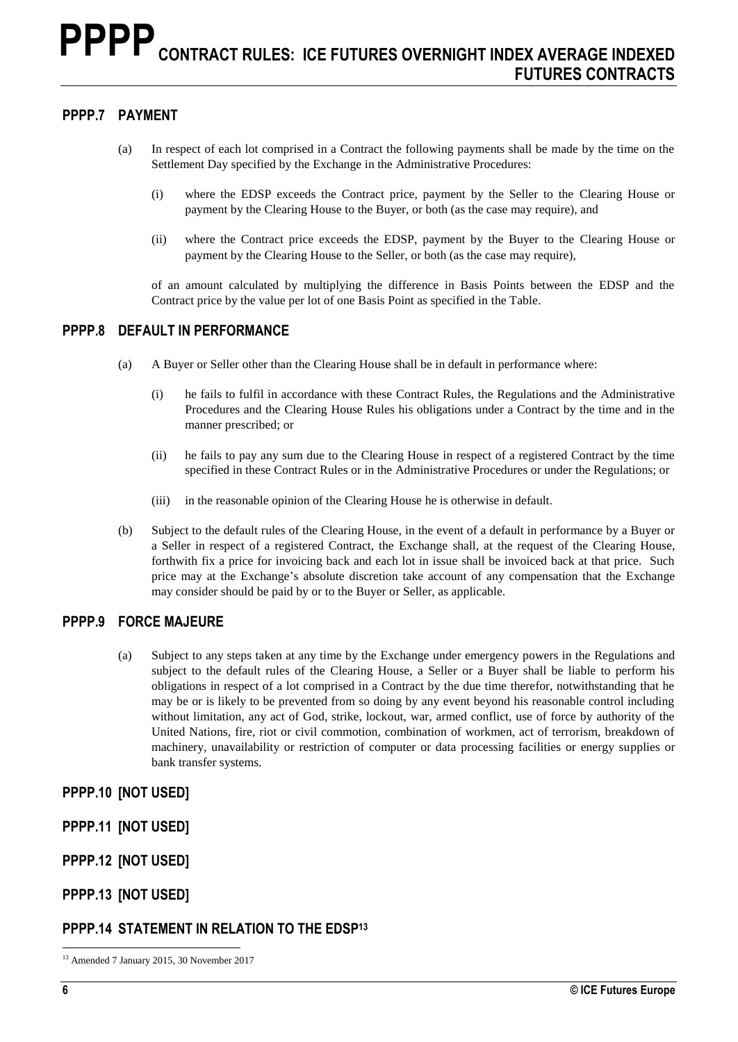## PPPP.7 PAYMENT

(a) In respect of each lot comprised in a Contract the following payments shall be made by the time on the Settlement Day specified by the Exchange in the Administrative Procedures:

(i) where the EDSP exceeds the Contract price, payment by the Seller to the Clearing House or payment by the Clearing House to the Buyer, or both (as the case may require), and

(ii) where the Contract price exceeds the EDSP, payment by the Buyer to the Clearing House or payment by the Clearing House to the Seller, or both (as the case may require),

of an amount calculated by multiplying the difference in Basis Points between the EDSP and the Contract price by the value per lot of one Basis Point as specified in the Table.

## PPPP.8 DEFAULT IN PERFORMANCE

(a) A Buyer or Seller other than the Clearing House shall be in default in performance where:

(i) he fails to fulfil in accordance with these Contract Rules, the Regulations and the Administrative Procedures and the Clearing House Rules his obligations under a Contract by the time and in the manner prescribed; or

(ii) he fails to pay any sum due to the Clearing House in respect of a registered Contract by the time specified in these Contract Rules or in the Administrative Procedures or under the Regulations; or

(iii) in the reasonable opinion of the Clearing House he is otherwise in default.

(b) Subject to the default rules of the Clearing House, in the event of a default in performance by a Buyer or a Seller in respect of a registered Contract, the Exchange shall, at the request of the Clearing House, forthwith fix a price for invoicing back and each lot in issue shall be invoiced back at that price. Such price may at the Exchange's absolute discretion take account of any compensation that the Exchange may consider should be paid by or to the Buyer or Seller, as applicable.

## PPPP.9 FORCE MAJEURE

(a) Subject to any steps taken at any time by the Exchange under emergency powers in the Regulations and subject to the default rules of the Clearing House, a Seller or a Buyer shall be liable to perform his obligations in respect of a lot comprised in a Contract by the due time therefor, notwithstanding that he may be or is likely to be prevented from so doing by any event beyond his reasonable control including without limitation, any act of God, strike, lockout, war, armed conflict, use of force by authority of the United Nations, fire, riot or civil commotion, combination of workmen, act of terrorism, breakdown of machinery, unavailability or restriction of computer or data processing facilities or energy supplies or bank transfer systems.

## PPPP.10 [NOT USED]

## PPPP.11 [NOT USED]

## PPPP.12 [NOT USED]

## PPPP.13 [NOT USED]

## PPPP.14 STATEMENT IN RELATION TO THE EDSP[13]

[13] Amended 7 January 2015, 30 November 2017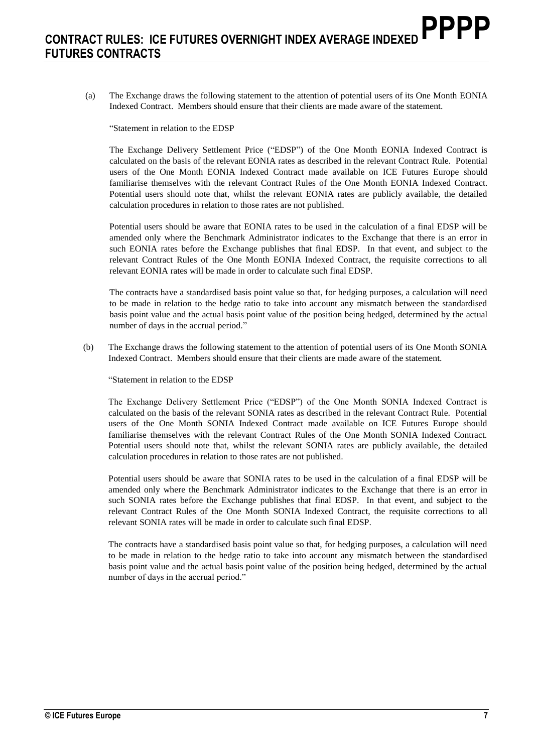(a) The Exchange draws the following statement to the attention of potential users of its One Month EONIA Indexed Contract. Members should ensure that their clients are made aware of the statement.

"Statement in relation to the EDSP

The Exchange Delivery Settlement Price ("EDSP") of the One Month EONIA Indexed Contract is calculated on the basis of the relevant EONIA rates as described in the relevant Contract Rule. Potential users of the One Month EONIA Indexed Contract made available on ICE Futures Europe should familiarise themselves with the relevant Contract Rules of the One Month EONIA Indexed Contract. Potential users should note that, whilst the relevant EONIA rates are publicly available, the detailed calculation procedures in relation to those rates are not published.

Potential users should be aware that EONIA rates to be used in the calculation of a final EDSP will be amended only where the Benchmark Administrator indicates to the Exchange that there is an error in such EONIA rates before the Exchange publishes that final EDSP. In that event, and subject to the relevant Contract Rules of the One Month EONIA Indexed Contract, the requisite corrections to all relevant EONIA rates will be made in order to calculate such final EDSP.

The contracts have a standardised basis point value so that, for hedging purposes, a calculation will need to be made in relation to the hedge ratio to take into account any mismatch between the standardised basis point value and the actual basis point value of the position being hedged, determined by the actual number of days in the accrual period."

(b) The Exchange draws the following statement to the attention of potential users of its One Month SONIA Indexed Contract. Members should ensure that their clients are made aware of the statement.

"Statement in relation to the EDSP

The Exchange Delivery Settlement Price ("EDSP") of the One Month SONIA Indexed Contract is calculated on the basis of the relevant SONIA rates as described in the relevant Contract Rule. Potential users of the One Month SONIA Indexed Contract made available on ICE Futures Europe should familiarise themselves with the relevant Contract Rules of the One Month SONIA Indexed Contract. Potential users should note that, whilst the relevant SONIA rates are publicly available, the detailed calculation procedures in relation to those rates are not published.

Potential users should be aware that SONIA rates to be used in the calculation of a final EDSP will be amended only where the Benchmark Administrator indicates to the Exchange that there is an error in such SONIA rates before the Exchange publishes that final EDSP. In that event, and subject to the relevant Contract Rules of the One Month SONIA Indexed Contract, the requisite corrections to all relevant SONIA rates will be made in order to calculate such final EDSP.

The contracts have a standardised basis point value so that, for hedging purposes, a calculation will need to be made in relation to the hedge ratio to take into account any mismatch between the standardised basis point value and the actual basis point value of the position being hedged, determined by the actual number of days in the accrual period."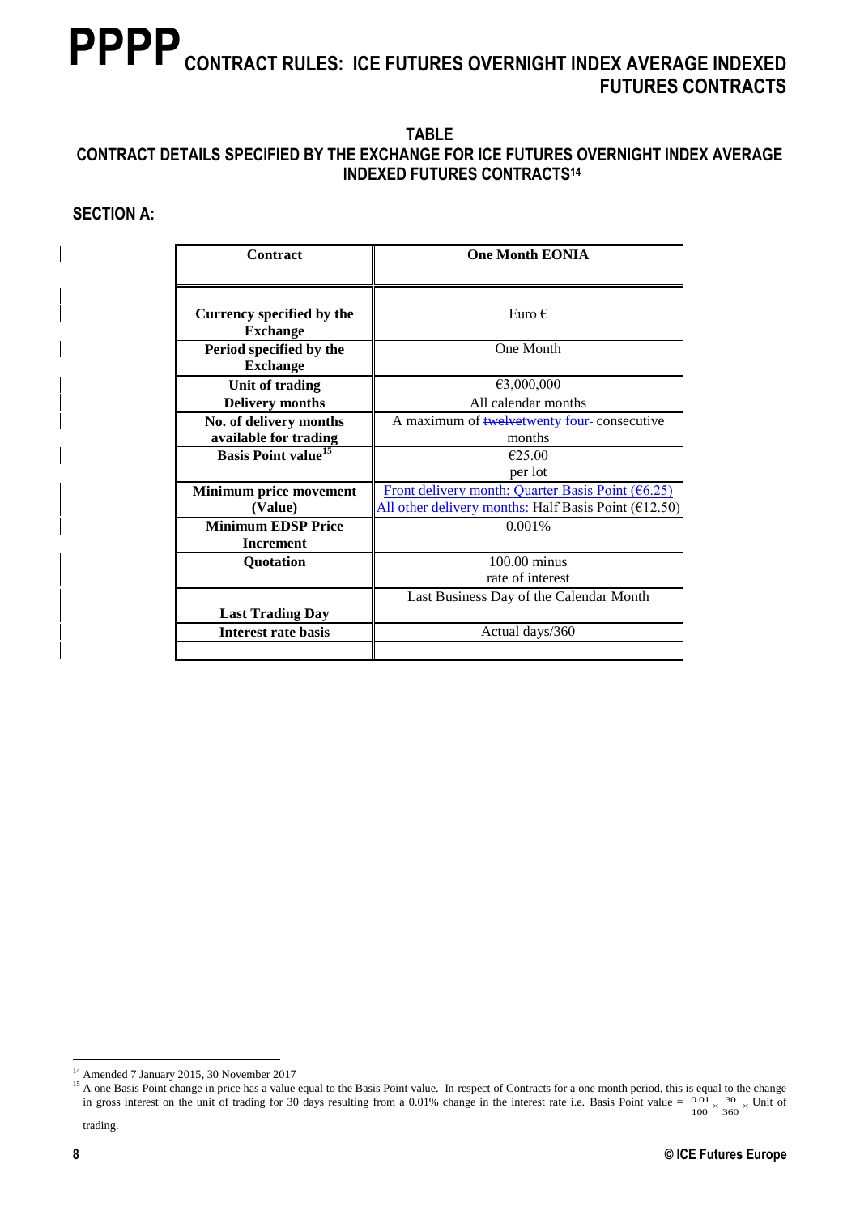# PPPP CONTRACT RULES: ICE FUTURES OVERNIGHT INDEX AVERAGE INDEXED FUTURES CONTRACTS

## TABLE
## CONTRACT DETAILS SPECIFIED BY THE EXCHANGE FOR ICE FUTURES OVERNIGHT INDEX AVERAGE INDEXED FUTURES CONTRACTS[14]

### SECTION A:

| Contract | One Month EONIA |
|---|---|
| | |
| Currency specified by the Exchange | Euro € |
| Period specified by the Exchange | One Month |
| Unit of trading | €3,000,000 |
| Delivery months | All calendar months |
| No. of delivery months available for trading | A maximum of ~~twelve~~twenty four consecutive months |
| Basis Point value[15] | €25.00 per lot |
| Minimum price movement (Value) | Front delivery month: Quarter Basis Point (€6.25) All other delivery months: Half Basis Point (€12.50) |
| Minimum EDSP Price Increment | 0.001% |
| Quotation | 100.00 minus rate of interest |
| Last Trading Day | Last Business Day of the Calendar Month |
| Interest rate basis | Actual days/360 |
| | |

---

[14] Amended 7 January 2015, 30 November 2017

[15] A one Basis Point change in price has a value equal to the Basis Point value. In respect of Contracts for a one month period, this is equal to the change in gross interest on the unit of trading for 30 days resulting from a 0.01% change in the interest rate i.e. Basis Point value = $\frac{0.01}{100} \times \frac{30}{360} \times$ Unit of trading.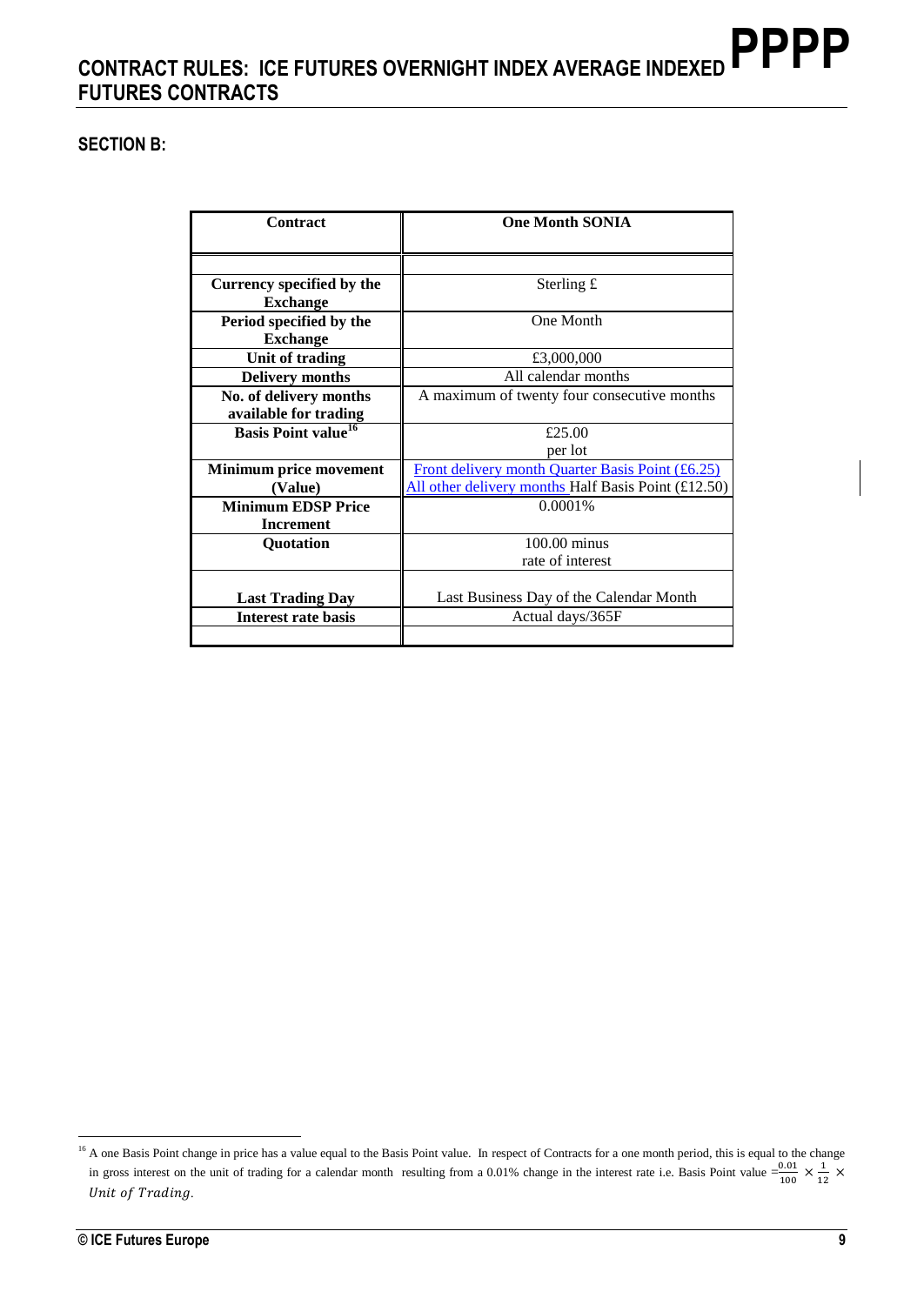# CONTRACT RULES: ICE FUTURES OVERNIGHT INDEX AVERAGE INDEXED FUTURES CONTRACTS

## SECTION B:

| Contract | One Month SONIA |
|---|---|
| | |
| Currency specified by the Exchange | Sterling £ |
| Period specified by the Exchange | One Month |
| Unit of trading | £3,000,000 |
| Delivery months | All calendar months |
| No. of delivery months available for trading | A maximum of twenty four consecutive months |
| Basis Point value[16] | £25.00 per lot |
| Minimum price movement (Value) | Front delivery month Quarter Basis Point (£6.25) All other delivery months Half Basis Point (£12.50) |
| Minimum EDSP Price Increment | 0.0001% |
| Quotation | 100.00 minus rate of interest |
| Last Trading Day | Last Business Day of the Calendar Month |
| Interest rate basis | Actual days/365F |
| | |

[16] A one Basis Point change in price has a value equal to the Basis Point value. In respect of Contracts for a one month period, this is equal to the change in gross interest on the unit of trading for a calendar month resulting from a 0.01% change in the interest rate i.e. Basis Point value $= \frac{0.01}{100} \times \frac{1}{12} \times Unit\ of\ Trading$.